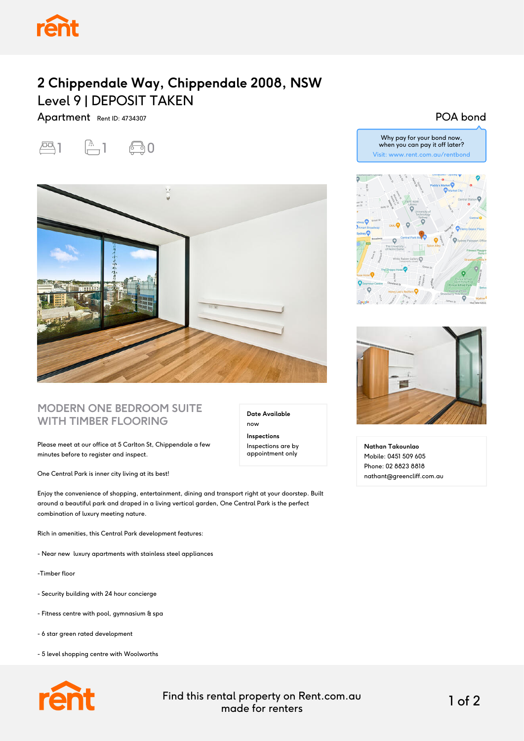# 2 Chippendale Way, Chippendale 2008, NSW

## Level 9 | DEPOSIT TAKEN

Apartment Rent ID: 4734307

1 1 0

POA bond

Why pay for your bond now, when you can pay it off later?
Visit: www.rent.com.au/rentbond

## MODERN ONE BEDROOM SUITE WITH TIMBER FLOORING

**Date Available**
now

**Inspections**
Inspections are by appointment only

Please meet at our office at 5 Carlton St, Chippendale a few minutes before to register and inspect.

One Central Park is inner city living at its best!

Enjoy the convenience of shopping, entertainment, dining and transport right at your doorstep. Built around a beautiful park and draped in a living vertical garden, One Central Park is the perfect combination of luxury meeting nature.

Rich in amenities, this Central Park development features:

- Near new luxury apartments with stainless steel appliances

-Timber floor

- Security building with 24 hour concierge

- Fitness centre with pool, gymnasium & spa

- 6 star green rated development

- 5 level shopping centre with Woolworths

**Nathan Takounlao**
Mobile: 0451 509 605
Phone: 02 8823 8818
nathant@greencliff.com.au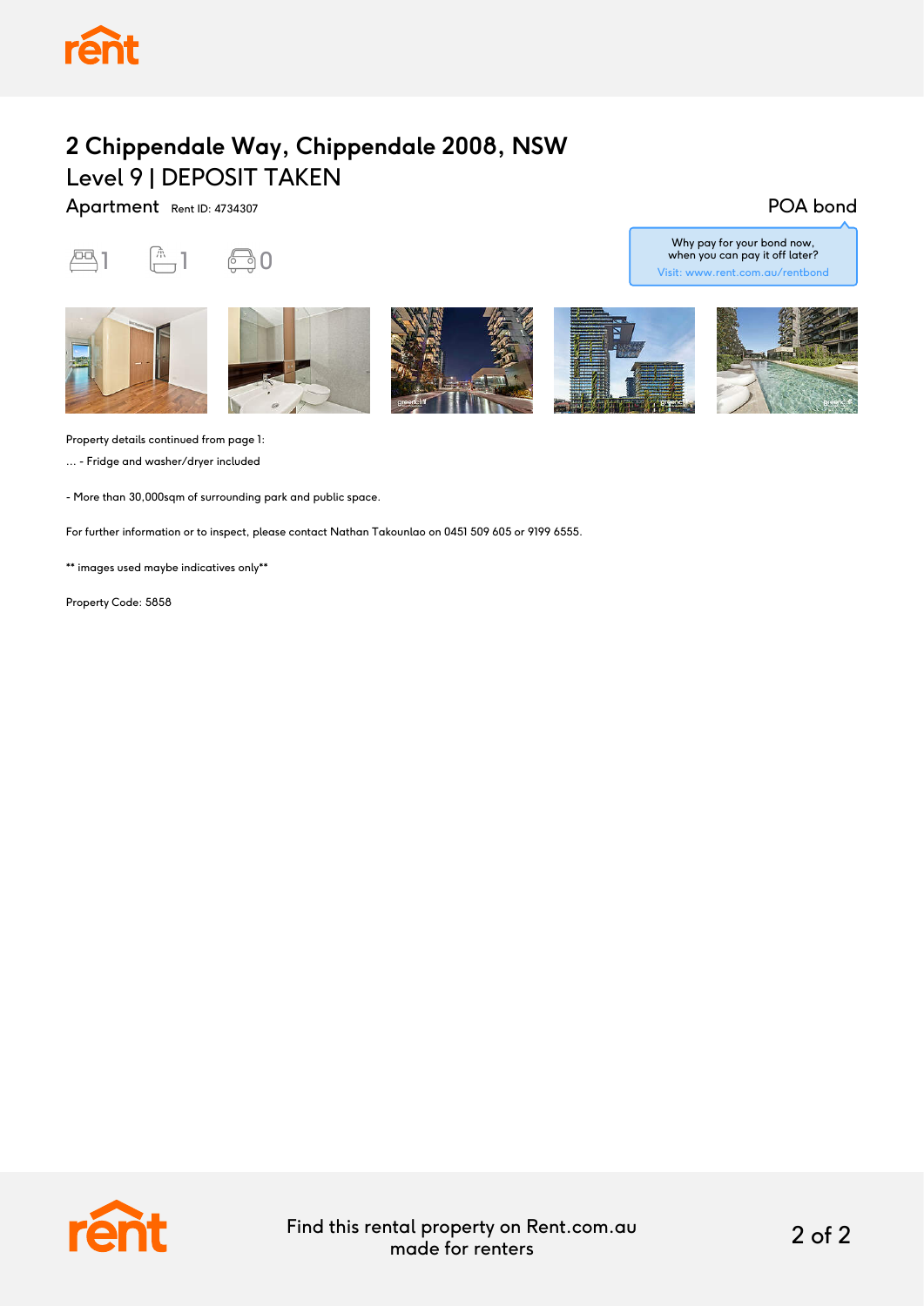# 2 Chippendale Way, Chippendale 2008, NSW

## Level 9 | DEPOSIT TAKEN

Apartment Rent ID: 4734307

POA bond

Why pay for your bond now, when you can pay it off later?
Visit: www.rent.com.au/rentbond

1 1 0

Property details continued from page 1:

... - Fridge and washer/dryer included

- More than 30,000sqm of surrounding park and public space.

For further information or to inspect, please contact Nathan Takounlao on 0451 509 605 or 9199 6555.

** images used maybe indicatives only**

Property Code: 5858

Find this rental property on Rent.com.au made for renters